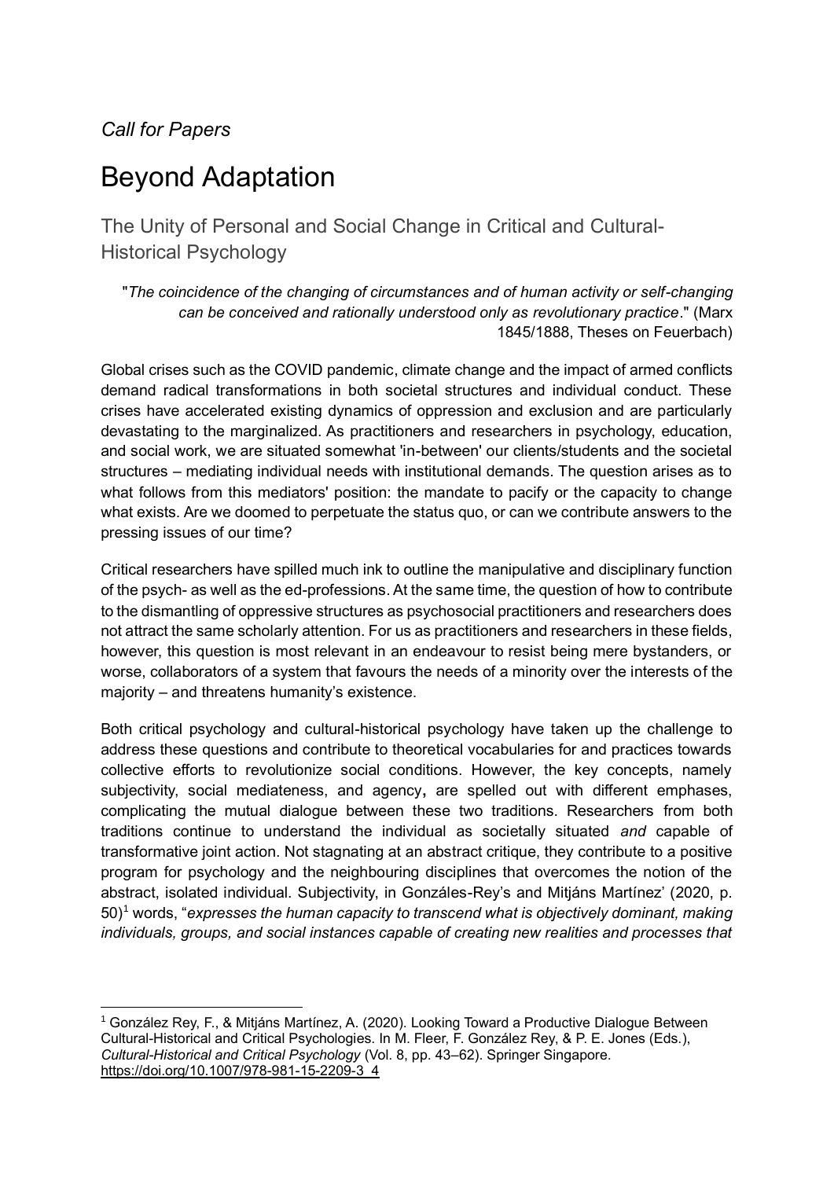*Call for Papers*

# Beyond Adaptation

## The Unity of Personal and Social Change in Critical and Cultural-Historical Psychology

"*The coincidence of the changing of circumstances and of human activity or self-changing can be conceived and rationally understood only as revolutionary practice*." (Marx 1845/1888, Theses on Feuerbach)

Global crises such as the COVID pandemic, climate change and the impact of armed conflicts demand radical transformations in both societal structures and individual conduct. These crises have accelerated existing dynamics of oppression and exclusion and are particularly devastating to the marginalized. As practitioners and researchers in psychology, education, and social work, we are situated somewhat 'in-between' our clients/students and the societal structures – mediating individual needs with institutional demands. The question arises as to what follows from this mediators' position: the mandate to pacify or the capacity to change what exists. Are we doomed to perpetuate the status quo, or can we contribute answers to the pressing issues of our time?

Critical researchers have spilled much ink to outline the manipulative and disciplinary function of the psych- as well as the ed-professions. At the same time, the question of how to contribute to the dismantling of oppressive structures as psychosocial practitioners and researchers does not attract the same scholarly attention. For us as practitioners and researchers in these fields, however, this question is most relevant in an endeavour to resist being mere bystanders, or worse, collaborators of a system that favours the needs of a minority over the interests of the majority – and threatens humanity's existence.

Both critical psychology and cultural-historical psychology have taken up the challenge to address these questions and contribute to theoretical vocabularies for and practices towards collective efforts to revolutionize social conditions. However, the key concepts, namely subjectivity, social mediateness, and agency**,** are spelled out with different emphases, complicating the mutual dialogue between these two traditions. Researchers from both traditions continue to understand the individual as societally situated *and* capable of transformative joint action. Not stagnating at an abstract critique, they contribute to a positive program for psychology and the neighbouring disciplines that overcomes the notion of the abstract, isolated individual. Subjectivity, in Gonzáles-Rey's and Mitjáns Martínez' (2020, p. 50)[1] words, "*expresses the human capacity to transcend what is objectively dominant, making individuals, groups, and social instances capable of creating new realities and processes that*

[1] González Rey, F., & Mitjáns Martínez, A. (2020). Looking Toward a Productive Dialogue Between Cultural-Historical and Critical Psychologies. In M. Fleer, F. González Rey, & P. E. Jones (Eds.), *Cultural-Historical and Critical Psychology* (Vol. 8, pp. 43–62). Springer Singapore. https://doi.org/10.1007/978-981-15-2209-3_4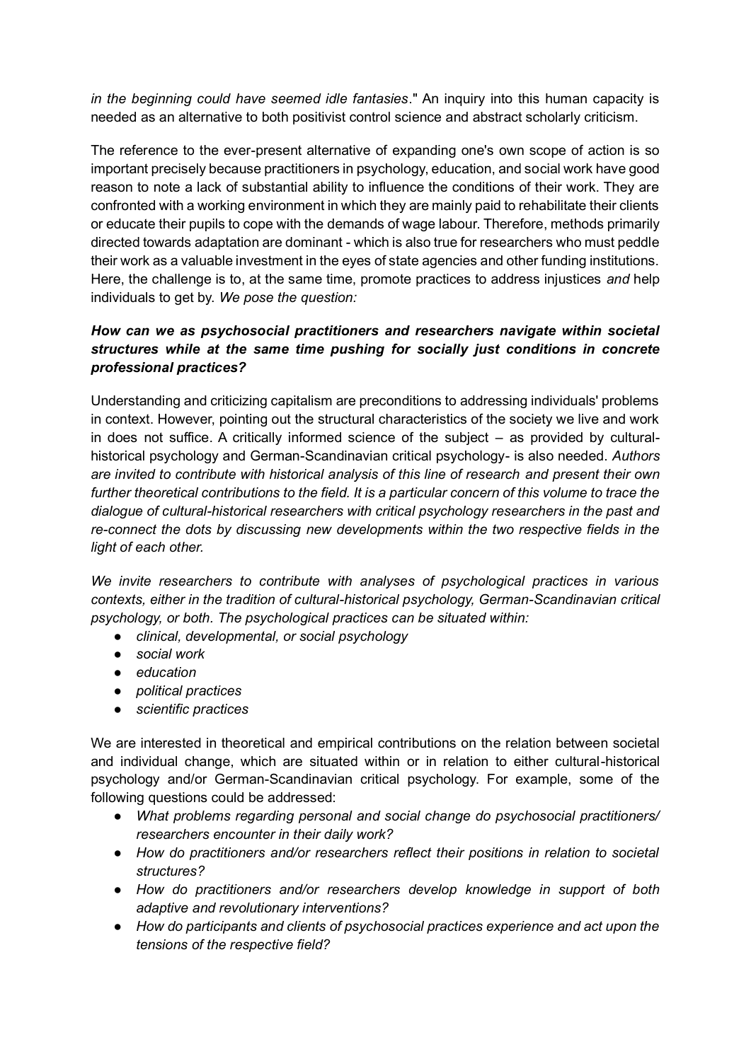*in the beginning could have seemed idle fantasies*." An inquiry into this human capacity is needed as an alternative to both positivist control science and abstract scholarly criticism.

The reference to the ever-present alternative of expanding one's own scope of action is so important precisely because practitioners in psychology, education, and social work have good reason to note a lack of substantial ability to influence the conditions of their work. They are confronted with a working environment in which they are mainly paid to rehabilitate their clients or educate their pupils to cope with the demands of wage labour. Therefore, methods primarily directed towards adaptation are dominant - which is also true for researchers who must peddle their work as a valuable investment in the eyes of state agencies and other funding institutions. Here, the challenge is to, at the same time, promote practices to address injustices *and* help individuals to get by. *We pose the question:*

***How can we as psychosocial practitioners and researchers navigate within societal structures while at the same time pushing for socially just conditions in concrete professional practices?***

Understanding and criticizing capitalism are preconditions to addressing individuals' problems in context. However, pointing out the structural characteristics of the society we live and work in does not suffice. A critically informed science of the subject – as provided by cultural-historical psychology and German-Scandinavian critical psychology- is also needed. *Authors are invited to contribute with historical analysis of this line of research and present their own further theoretical contributions to the field. It is a particular concern of this volume to trace the dialogue of cultural-historical researchers with critical psychology researchers in the past and re-connect the dots by discussing new developments within the two respective fields in the light of each other.*

*We invite researchers to contribute with analyses of psychological practices in various contexts, either in the tradition of cultural-historical psychology, German-Scandinavian critical psychology, or both. The psychological practices can be situated within:*

- *clinical, developmental, or social psychology*
- *social work*
- *education*
- *political practices*
- *scientific practices*

We are interested in theoretical and empirical contributions on the relation between societal and individual change, which are situated within or in relation to either cultural-historical psychology and/or German-Scandinavian critical psychology. For example, some of the following questions could be addressed:

- *What problems regarding personal and social change do psychosocial practitioners/ researchers encounter in their daily work?*
- *How do practitioners and/or researchers reflect their positions in relation to societal structures?*
- *How do practitioners and/or researchers develop knowledge in support of both adaptive and revolutionary interventions?*
- *How do participants and clients of psychosocial practices experience and act upon the tensions of the respective field?*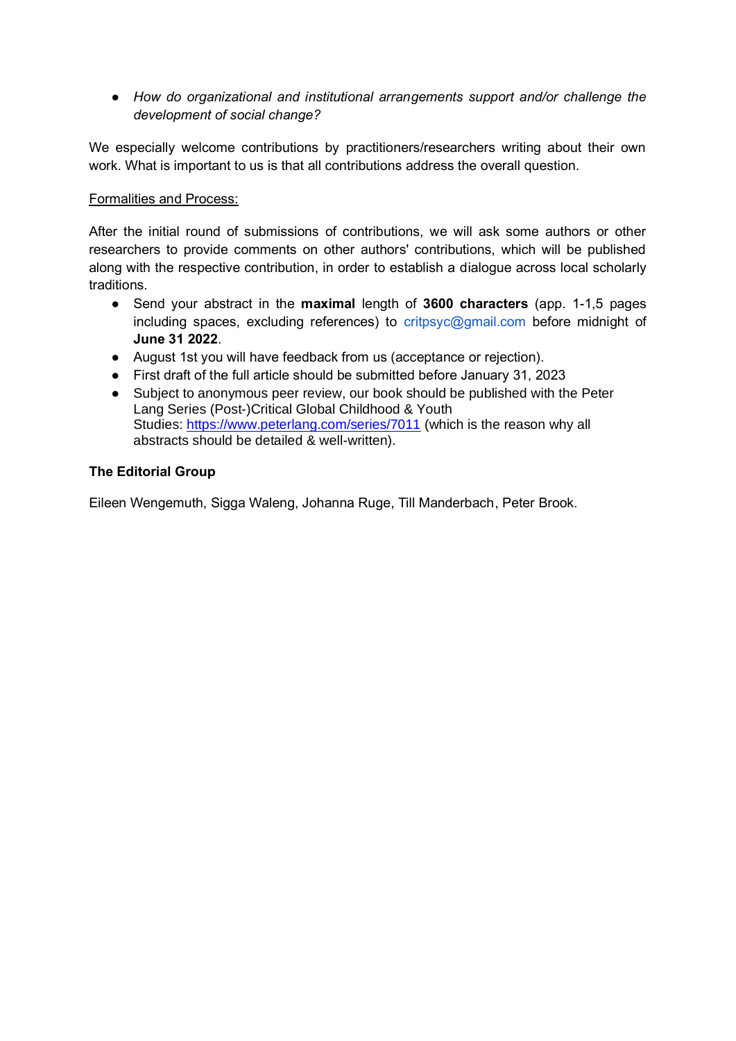- *How do organizational and institutional arrangements support and/or challenge the development of social change?*

We especially welcome contributions by practitioners/researchers writing about their own work. What is important to us is that all contributions address the overall question.

<u>Formalities and Process:</u>

After the initial round of submissions of contributions, we will ask some authors or other researchers to provide comments on other authors' contributions, which will be published along with the respective contribution, in order to establish a dialogue across local scholarly traditions.

- Send your abstract in the **maximal** length of **3600 characters** (app. 1-1,5 pages including spaces, excluding references) to critpsyc@gmail.com before midnight of **June 31 2022**.
- August 1st you will have feedback from us (acceptance or rejection).
- First draft of the full article should be submitted before January 31, 2023
- Subject to anonymous peer review, our book should be published with the Peter Lang Series (Post-)Critical Global Childhood & Youth Studies: https://www.peterlang.com/series/7011 (which is the reason why all abstracts should be detailed & well-written).

**The Editorial Group**

Eileen Wengemuth, Sigga Waleng, Johanna Ruge, Till Manderbach, Peter Brook.